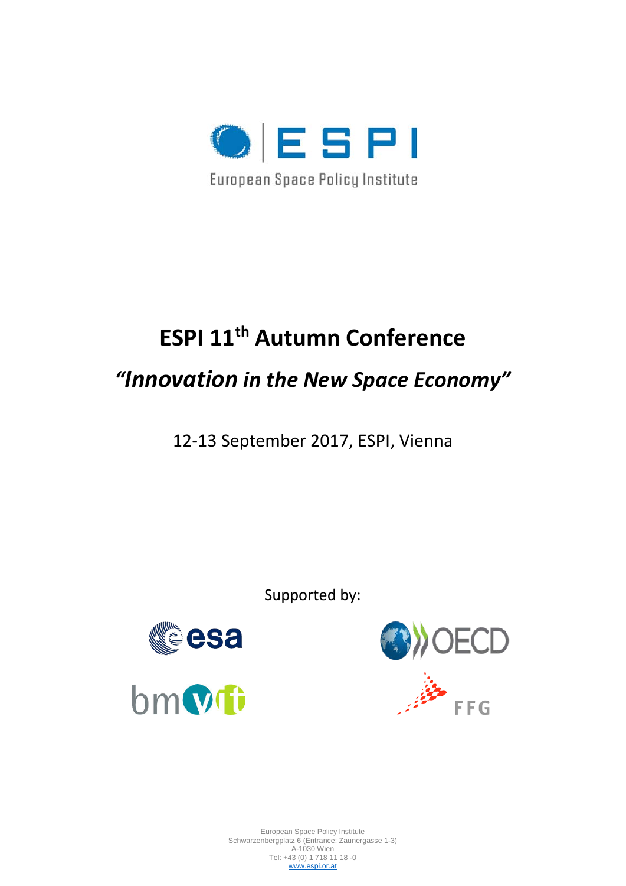ESPI

European Space Policy Institute

# ESPI 11th Autumn Conference

## *"Innovation in the New Space Economy"*

12-13 September 2017, ESPI, Vienna

Supported by:

esa

OECD

bmvit

FFG

European Space Policy Institute
Schwarzenbergplatz 6 (Entrance: Zaunergasse 1-3)
A-1030 Wien
Tel: +43 (0) 1 718 11 18 -0
www.espi.or.at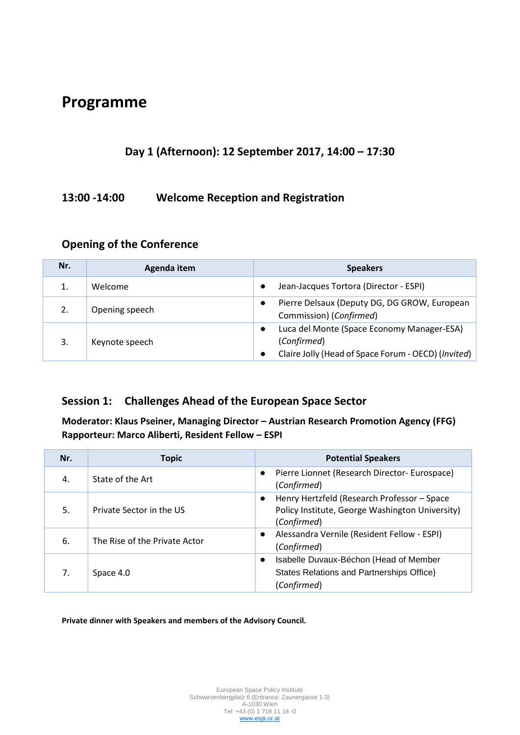# Programme

### Day 1 (Afternoon): 12 September 2017, 14:00 – 17:30

### 13:00 -14:00 Welcome Reception and Registration

## Opening of the Conference

| Nr. | Agenda item | Speakers |
|---|---|---|
| 1. | Welcome | ● Jean-Jacques Tortora (Director - ESPI) |
| 2. | Opening speech | ● Pierre Delsaux (Deputy DG, DG GROW, European Commission) (*Confirmed*) |
| 3. | Keynote speech | ● Luca del Monte (Space Economy Manager-ESA) (*Confirmed*)<br>● Claire Jolly (Head of Space Forum - OECD) (*Invited*) |

## Session 1: Challenges Ahead of the European Space Sector

**Moderator: Klaus Pseiner, Managing Director – Austrian Research Promotion Agency (FFG)**
**Rapporteur: Marco Aliberti, Resident Fellow – ESPI**

| Nr. | Topic | Potential Speakers |
|---|---|---|
| 4. | State of the Art | ● Pierre Lionnet (Research Director- Eurospace) (*Confirmed*) |
| 5. | Private Sector in the US | ● Henry Hertzfeld (Research Professor – Space Policy Institute, George Washington University) (*Confirmed*) |
| 6. | The Rise of the Private Actor | ● Alessandra Vernile (Resident Fellow - ESPI) (*Confirmed*) |
| 7. | Space 4.0 | ● Isabelle Duvaux-Béchon (Head of Member States Relations and Partnerships Office) (*Confirmed*) |

**Private dinner with Speakers and members of the Advisory Council.**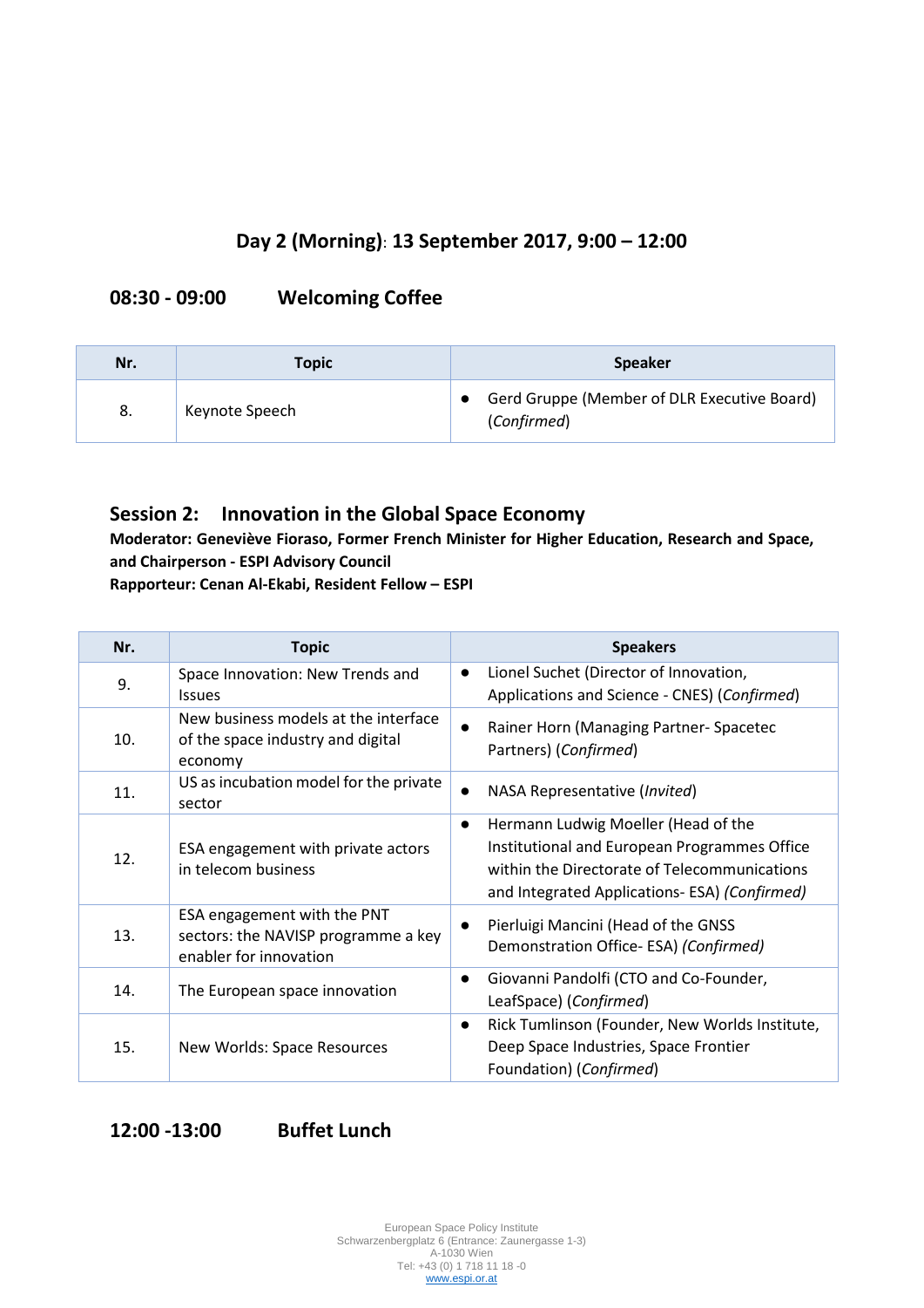## Day 2 (Morning): 13 September 2017, 9:00 – 12:00

### 08:30 - 09:00 Welcoming Coffee

| Nr. | Topic | Speaker |
|---|---|---|
| 8. | Keynote Speech | • Gerd Gruppe (Member of DLR Executive Board) (*Confirmed*) |

### Session 2: Innovation in the Global Space Economy

**Moderator: Geneviève Fioraso, Former French Minister for Higher Education, Research and Space, and Chairperson - ESPI Advisory Council**
**Rapporteur: Cenan Al-Ekabi, Resident Fellow – ESPI**

| Nr. | Topic | Speakers |
|---|---|---|
| 9. | Space Innovation: New Trends and Issues | • Lionel Suchet (Director of Innovation, Applications and Science - CNES) (*Confirmed*) |
| 10. | New business models at the interface of the space industry and digital economy | • Rainer Horn (Managing Partner- Spacetec Partners) (*Confirmed*) |
| 11. | US as incubation model for the private sector | • NASA Representative (*Invited*) |
| 12. | ESA engagement with private actors in telecom business | • Hermann Ludwig Moeller (Head of the Institutional and European Programmes Office within the Directorate of Telecommunications and Integrated Applications- ESA) *(Confirmed)* |
| 13. | ESA engagement with the PNT sectors: the NAVISP programme a key enabler for innovation | • Pierluigi Mancini (Head of the GNSS Demonstration Office- ESA) *(Confirmed)* |
| 14. | The European space innovation | • Giovanni Pandolfi (CTO and Co-Founder, LeafSpace) (*Confirmed*) |
| 15. | New Worlds: Space Resources | • Rick Tumlinson (Founder, New Worlds Institute, Deep Space Industries, Space Frontier Foundation) (*Confirmed*) |

### 12:00 -13:00 Buffet Lunch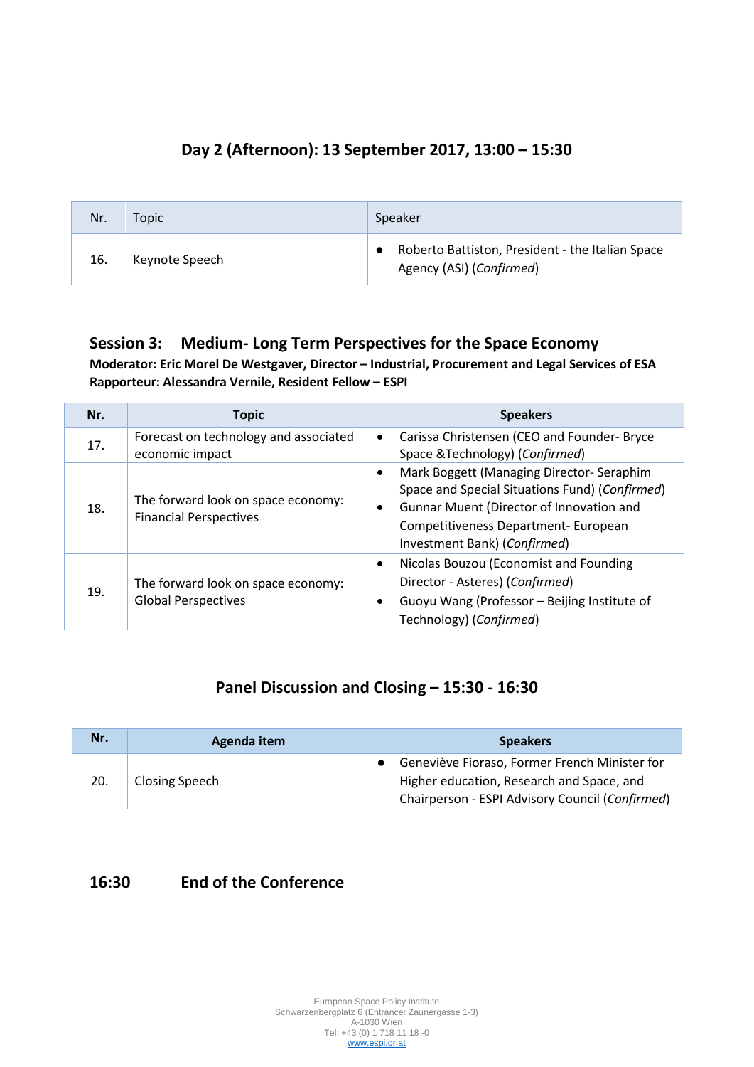## Day 2 (Afternoon): 13 September 2017, 13:00 – 15:30

| Nr. | Topic | Speaker |
|---|---|---|
| 16. | Keynote Speech | • Roberto Battiston, President - the Italian Space Agency (ASI) (*Confirmed*) |

## Session 3: Medium- Long Term Perspectives for the Space Economy

**Moderator: Eric Morel De Westgaver, Director – Industrial, Procurement and Legal Services of ESA**
**Rapporteur: Alessandra Vernile, Resident Fellow – ESPI**

| Nr. | Topic | Speakers |
|---|---|---|
| 17. | Forecast on technology and associated economic impact | • Carissa Christensen (CEO and Founder- Bryce Space &Technology) (*Confirmed*) |
| 18. | The forward look on space economy: Financial Perspectives | • Mark Boggett (Managing Director- Seraphim Space and Special Situations Fund) (*Confirmed*)<br>• Gunnar Muent (Director of Innovation and Competitiveness Department- European Investment Bank) (*Confirmed*) |
| 19. | The forward look on space economy: Global Perspectives | • Nicolas Bouzou (Economist and Founding Director - Asteres) (*Confirmed*)<br>• Guoyu Wang (Professor – Beijing Institute of Technology) (*Confirmed*) |

## Panel Discussion and Closing – 15:30 - 16:30

| Nr. | Agenda item | Speakers |
|---|---|---|
| 20. | Closing Speech | • Geneviève Fioraso, Former French Minister for Higher education, Research and Space, and Chairperson - ESPI Advisory Council (*Confirmed*) |

## 16:30 End of the Conference

European Space Policy Institute
Schwarzenbergplatz 6 (Entrance: Zaunergasse 1-3)
A-1030 Wien
Tel: +43 (0) 1 718 11 18 -0
www.espi.or.at